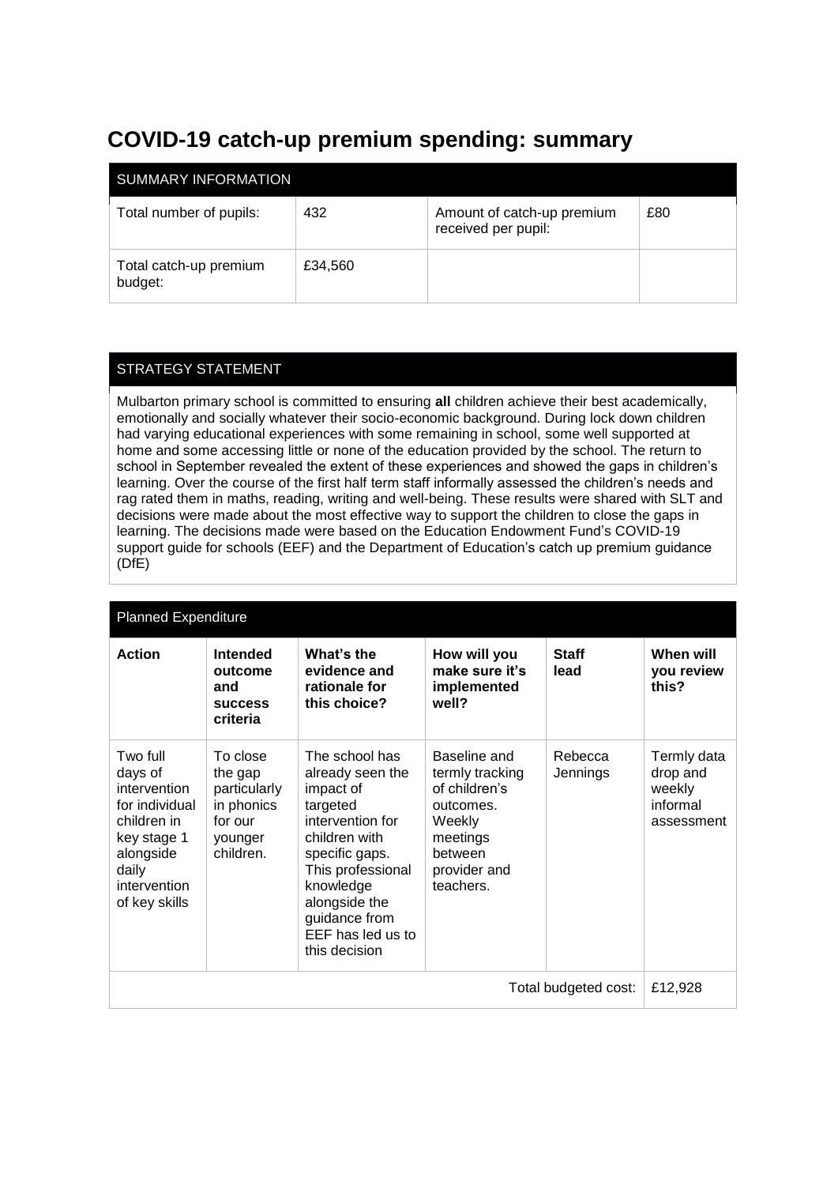# COVID-19 catch-up premium spending: summary

| SUMMARY INFORMATION | | | |
|---|---|---|---|
| Total number of pupils: | 432 | Amount of catch-up premium received per pupil: | £80 |
| Total catch-up premium budget: | £34,560 | | |

| STRATEGY STATEMENT |
|---|
| Mulbarton primary school is committed to ensuring **all** children achieve their best academically, emotionally and socially whatever their socio-economic background. During lock down children had varying educational experiences with some remaining in school, some well supported at home and some accessing little or none of the education provided by the school. The return to school in September revealed the extent of these experiences and showed the gaps in children's learning. Over the course of the first half term staff informally assessed the children's needs and rag rated them in maths, reading, writing and well-being. These results were shared with SLT and decisions were made about the most effective way to support the children to close the gaps in learning. The decisions made were based on the Education Endowment Fund's COVID-19 support guide for schools (EEF) and the Department of Education's catch up premium guidance (DfE) |

| Planned Expenditure | | | | | |
|---|---|---|---|---|---|
| **Action** | **Intended outcome and success criteria** | **What's the evidence and rationale for this choice?** | **How will you make sure it's implemented well?** | **Staff lead** | **When will you review this?** |
| Two full days of intervention for individual children in key stage 1 alongside daily intervention of key skills | To close the gap particularly in phonics for our younger children. | The school has already seen the impact of targeted intervention for children with specific gaps. This professional knowledge alongside the guidance from EEF has led us to this decision | Baseline and termly tracking of children's outcomes. Weekly meetings between provider and teachers. | Rebecca Jennings | Termly data drop and weekly informal assessment |
| | | | | Total budgeted cost: | £12,928 |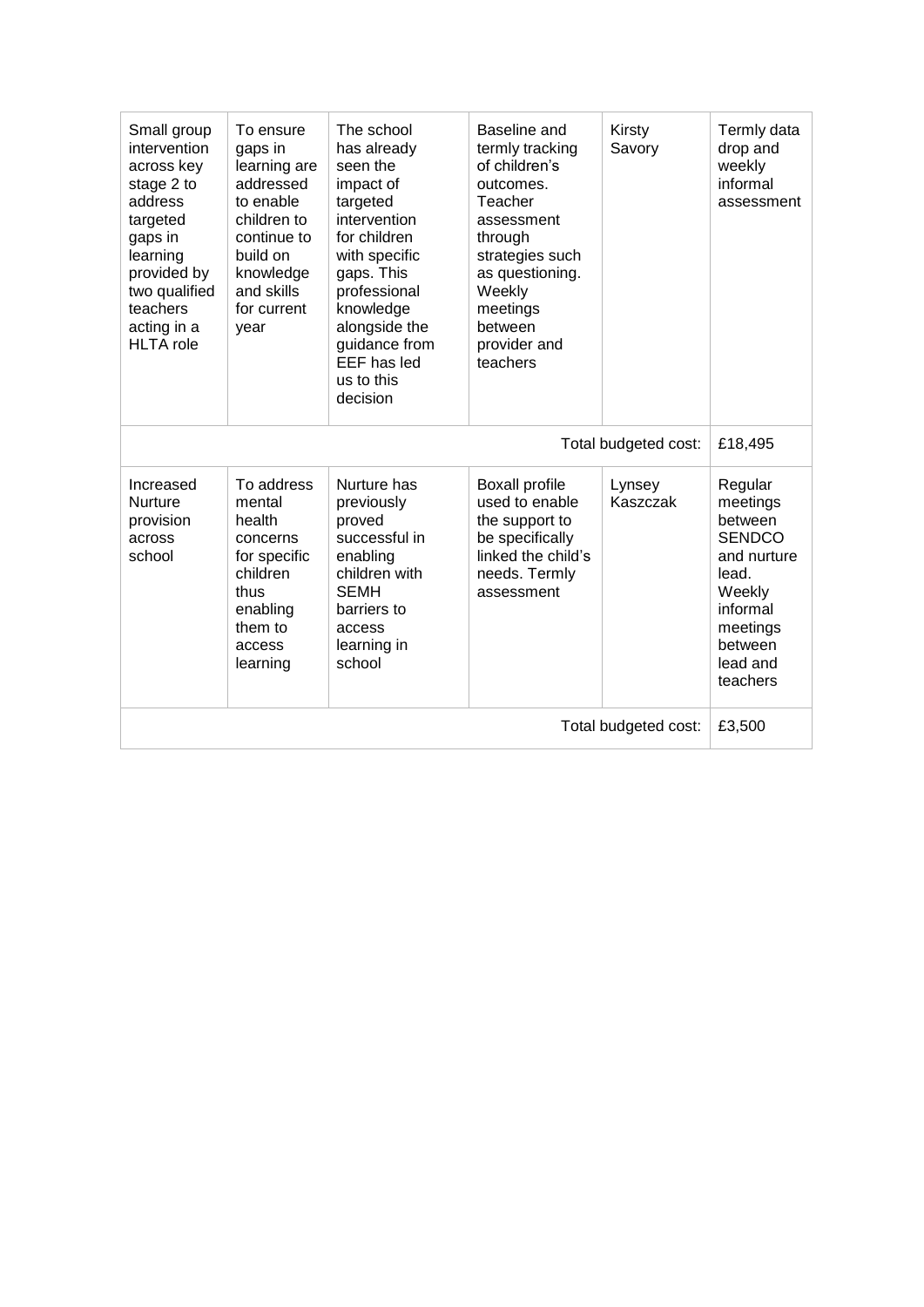| | | | | | |
|---|---|---|---|---|---|
| Small group intervention across key stage 2 to address targeted gaps in learning provided by two qualified teachers acting in a HLTA role | To ensure gaps in learning are addressed to enable children to continue to build on knowledge and skills for current year | The school has already seen the impact of targeted intervention for children with specific gaps. This professional knowledge alongside the guidance from EEF has led us to this decision | Baseline and termly tracking of children's outcomes. Teacher assessment through strategies such as questioning. Weekly meetings between provider and teachers | Kirsty Savory | Termly data drop and weekly informal assessment |
| | | | | Total budgeted cost: | £18,495 |
| Increased Nurture provision across school | To address mental health concerns for specific children thus enabling them to access learning | Nurture has previously proved successful in enabling children with SEMH barriers to access learning in school | Boxall profile used to enable the support to be specifically linked the child's needs. Termly assessment | Lynsey Kaszczak | Regular meetings between SENDCO and nurture lead. Weekly informal meetings between lead and teachers |
| | | | | Total budgeted cost: | £3,500 |